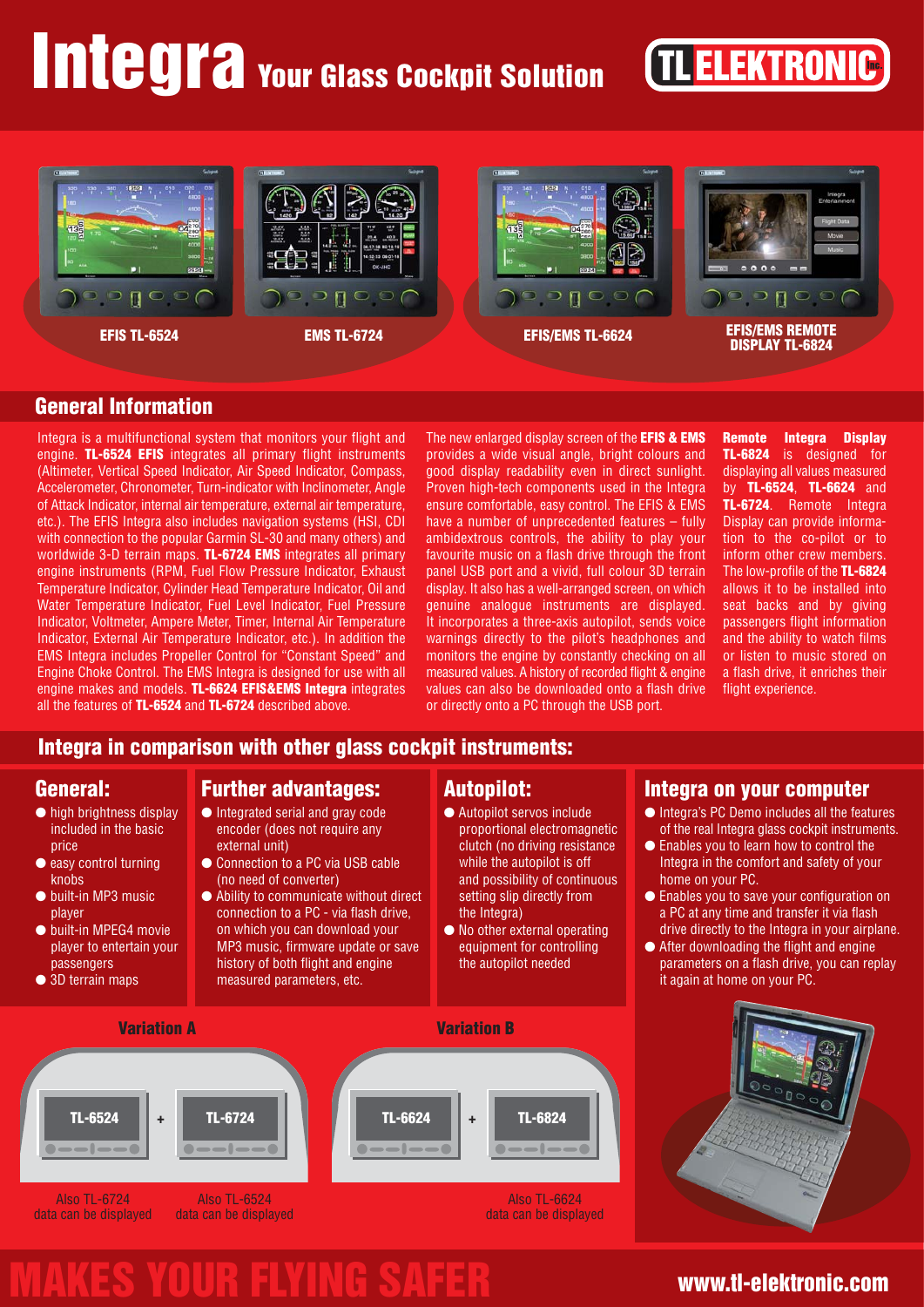# Integra Your Glass Cockpit Solution

TL ELEKTRONIC Inc.

EFIS TL-6524

EMS TL-6724

EFIS/EMS TL-6624

EFIS/EMS REMOTE DISPLAY TL-6824

## General Information

Integra is a multifunctional system that monitors your flight and engine. **TL-6524 EFIS** integrates all primary flight instruments (Altimeter, Vertical Speed Indicator, Air Speed Indicator, Compass, Accelerometer, Chronometer, Turn-indicator with Inclinometer, Angle of Attack Indicator, internal air temperature, external air temperature, etc.). The EFIS Integra also includes navigation systems (HSI, CDI with connection to the popular Garmin SL-30 and many others) and worldwide 3-D terrain maps. **TL-6724 EMS** integrates all primary engine instruments (RPM, Fuel Flow Pressure Indicator, Exhaust Temperature Indicator, Cylinder Head Temperature Indicator, Oil and Water Temperature Indicator, Fuel Level Indicator, Fuel Pressure Indicator, Voltmeter, Ampere Meter, Timer, Internal Air Temperature Indicator, External Air Temperature Indicator, etc.). In addition the EMS Integra includes Propeller Control for "Constant Speed" and Engine Choke Control. The EMS Integra is designed for use with all engine makes and models. **TL-6624 EFIS&EMS Integra** integrates all the features of **TL-6524** and **TL-6724** described above.

The new enlarged display screen of the **EFIS & EMS** provides a wide visual angle, bright colours and good display readability even in direct sunlight. Proven high-tech components used in the Integra ensure comfortable, easy control. The EFIS & EMS have a number of unprecedented features – fully ambidextrous controls, the ability to play your favourite music on a flash drive through the front panel USB port and a vivid, full colour 3D terrain display. It also has a well-arranged screen, on which genuine analogue instruments are displayed. It incorporates a three-axis autopilot, sends voice warnings directly to the pilot's headphones and monitors the engine by constantly checking on all measured values. A history of recorded flight & engine values can also be downloaded onto a flash drive or directly onto a PC through the USB port.

**Remote Integra Display TL-6824** is designed for displaying all values measured by **TL-6524**, **TL-6624** and **TL-6724**. Remote Integra Display can provide information to the co-pilot or to inform other crew members. The low-profile of the **TL-6824** allows it to be installed into seat backs and by giving passengers flight information and the ability to watch films or listen to music stored on a flash drive, it enriches their flight experience.

## Integra in comparison with other glass cockpit instruments:

### General:

- high brightness display included in the basic price
- easy control turning knobs
- built-in MP3 music player
- built-in MPEG4 movie player to entertain your passengers
- 3D terrain maps

### Further advantages:

- Integrated serial and gray code encoder (does not require any external unit)
- Connection to a PC via USB cable (no need of converter)
- Ability to communicate without direct connection to a PC - via flash drive, on which you can download your MP3 music, firmware update or save history of both flight and engine measured parameters, etc.

### Autopilot:

- Autopilot servos include proportional electromagnetic clutch (no driving resistance while the autopilot is off and possibility of continuous setting slip directly from the Integra)
- No other external operating equipment for controlling the autopilot needed

### Integra on your computer

- Integra's PC Demo includes all the features of the real Integra glass cockpit instruments.
- Enables you to learn how to control the Integra in the comfort and safety of your home on your PC.
- Enables you to save your configuration on a PC at any time and transfer it via flash drive directly to the Integra in your airplane.
- After downloading the flight and engine parameters on a flash drive, you can replay it again at home on your PC.

### Variation A

TL-6524 + TL-6724

Also TL-6724 data can be displayed | Also TL-6524 data can be displayed

### Variation B

TL-6624 + TL-6824

Also TL-6624 data can be displayed

# MAKES YOUR FLYING SAFER

www.tl-elektronic.com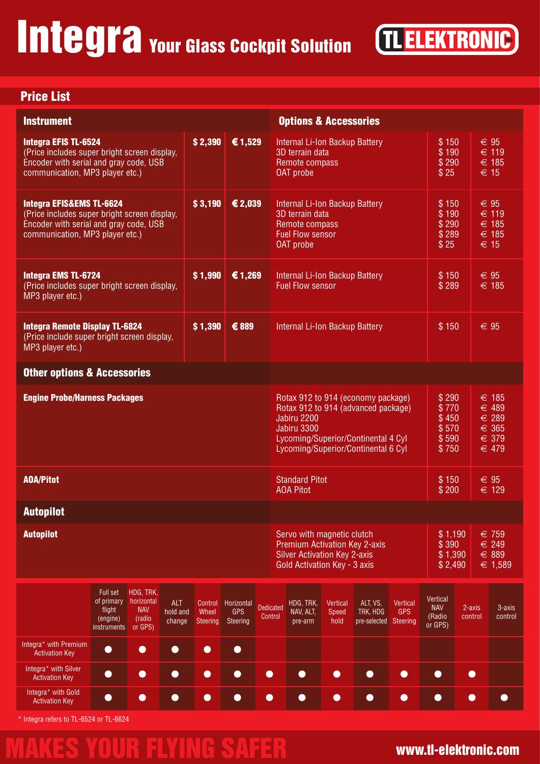# Integra Your Glass Cockpit Solution

TL ELEKTRONIC Inc.

## Price List

| Instrument | | | Options & Accessories | | |
|---|---|---|---|---|---|
| **Integra EFIS TL-6524** (Price includes super bright screen display, Encoder with serial and gray code, USB communication, MP3 player etc.) | **$ 2,390** | **€ 1,529** | Internal Li-Ion Backup Battery<br>3D terrain data<br>Remote compass<br>OAT probe | $ 150<br>$ 190<br>$ 290<br>$ 25 | € 95<br>€ 119<br>€ 185<br>€ 15 |
| **Integra EFIS&EMS TL-6624** (Price includes super bright screen display, Encoder with serial and gray code, USB communication, MP3 player etc.) | **$ 3,190** | **€ 2,039** | Internal Li-Ion Backup Battery<br>3D terrain data<br>Remote compass<br>Fuel Flow sensor<br>OAT probe | $ 150<br>$ 190<br>$ 290<br>$ 289<br>$ 25 | € 95<br>€ 119<br>€ 185<br>€ 185<br>€ 15 |
| **Integra EMS TL-6724** (Price includes super bright screen display, MP3 player etc.) | **$ 1,990** | **€ 1,269** | Internal Li-Ion Backup Battery<br>Fuel Flow sensor | $ 150<br>$ 289 | € 95<br>€ 185 |
| **Integra Remote Display TL-6824** (Price include super bright screen display, MP3 player etc.) | **$ 1,390** | **€ 889** | Internal Li-Ion Backup Battery | $ 150 | € 95 |
| **Other options & Accessories** | | | | | |
| **Engine Probe/Harness Packages** | | | Rotax 912 to 914 (economy package)<br>Rotax 912 to 914 (advanced package)<br>Jabiru 2200<br>Jabiru 3300<br>Lycoming/Superior/Continental 4 Cyl<br>Lycoming/Superior/Continental 6 Cyl | $ 290<br>$ 770<br>$ 450<br>$ 570<br>$ 590<br>$ 750 | € 185<br>€ 489<br>€ 289<br>€ 365<br>€ 379<br>€ 479 |
| **AOA/Pitot** | | | Standard Pitot<br>AOA Pitot | $ 150<br>$ 200 | € 95<br>€ 129 |
| **Autopilot** | | | | | |
| **Autopilot** | | | Servo with magnetic clutch<br>Premium Activation Key 2-axis<br>Silver Activation Key 2-axis<br>Gold Activation Key - 3 axis | $ 1,190<br>$ 390<br>$ 1,390<br>$ 2,490 | € 759<br>€ 249<br>€ 889<br>€ 1,589 |

| | Full set of primary flight (engine) instruments | HDG, TRK, horizontal NAV (radio or GPS) | ALT hold and change | Control Wheel Steering | Horizontal GPS Steering | Dedicated Control | HDG, TRK, NAV, ALT, pre-arm | Vertical Speed hold | ALT, VS, TRK, HDG pre-selected | Vertical GPS Steering | Vertical NAV (Radio or GPS) | 2-axis control | 3-axis control |
|---|---|---|---|---|---|---|---|---|---|---|---|---|---|
| Integra* with Premium Activation Key | ● | ● | ● | ● | ● | | | | | | | | |
| Integra* with Silver Activation Key | ● | ● | ● | ● | ● | ● | ● | ● | ● | ● | ● | ● | |
| Integra* with Gold Activation Key | ● | ● | ● | ● | ● | ● | ● | ● | ● | ● | ● | ● | ● |

* Integra refers to TL-6524 or TL-6624

MAKES YOUR FLYING SAFER

www.tl-elektronic.com